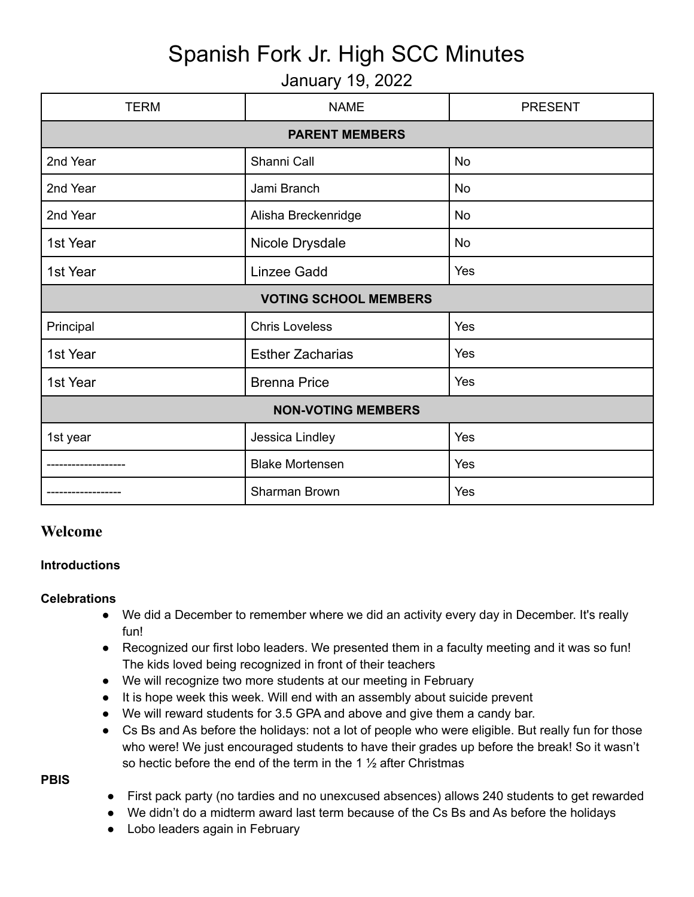# Spanish Fork Jr. High SCC Minutes

January 19, 2022

| TERM | NAME | PRESENT |
|---|---|---|
| **PARENT MEMBERS** | | |
| 2nd Year | Shanni Call | No |
| 2nd Year | Jami Branch | No |
| 2nd Year | Alisha Breckenridge | No |
| 1st Year | Nicole Drysdale | No |
| 1st Year | Linzee Gadd | Yes |
| **VOTING SCHOOL MEMBERS** | | |
| Principal | Chris Loveless | Yes |
| 1st Year | Esther Zacharias | Yes |
| 1st Year | Brenna Price | Yes |
| **NON-VOTING MEMBERS** | | |
| 1st year | Jessica Lindley | Yes |
| ------------------- | Blake Mortensen | Yes |
| ------------------ | Sharman Brown | Yes |

## Welcome

**Introductions**

**Celebrations**

- We did a December to remember where we did an activity every day in December. It's really fun!
- Recognized our first lobo leaders. We presented them in a faculty meeting and it was so fun! The kids loved being recognized in front of their teachers
- We will recognize two more students at our meeting in February
- It is hope week this week. Will end with an assembly about suicide prevent
- We will reward students for 3.5 GPA and above and give them a candy bar.
- Cs Bs and As before the holidays: not a lot of people who were eligible. But really fun for those who were! We just encouraged students to have their grades up before the break! So it wasn't so hectic before the end of the term in the 1 ½ after Christmas

**PBIS**

- First pack party (no tardies and no unexcused absences) allows 240 students to get rewarded
- We didn't do a midterm award last term because of the Cs Bs and As before the holidays
- Lobo leaders again in February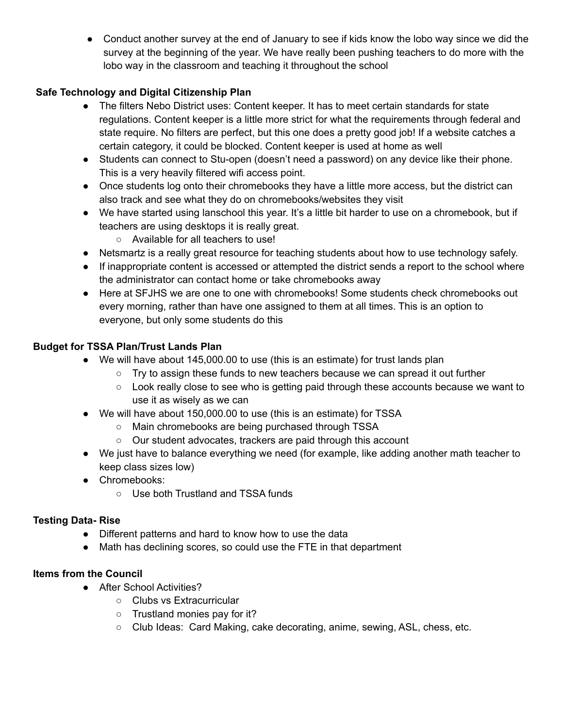- Conduct another survey at the end of January to see if kids know the lobo way since we did the survey at the beginning of the year. We have really been pushing teachers to do more with the lobo way in the classroom and teaching it throughout the school

**Safe Technology and Digital Citizenship Plan**

- The filters Nebo District uses: Content keeper. It has to meet certain standards for state regulations. Content keeper is a little more strict for what the requirements through federal and state require. No filters are perfect, but this one does a pretty good job! If a website catches a certain category, it could be blocked. Content keeper is used at home as well
- Students can connect to Stu-open (doesn't need a password) on any device like their phone. This is a very heavily filtered wifi access point.
- Once students log onto their chromebooks they have a little more access, but the district can also track and see what they do on chromebooks/websites they visit
- We have started using lanschool this year. It's a little bit harder to use on a chromebook, but if teachers are using desktops it is really great.
  - Available for all teachers to use!
- Netsmartz is a really great resource for teaching students about how to use technology safely.
- If inappropriate content is accessed or attempted the district sends a report to the school where the administrator can contact home or take chromebooks away
- Here at SFJHS we are one to one with chromebooks! Some students check chromebooks out every morning, rather than have one assigned to them at all times. This is an option to everyone, but only some students do this

**Budget for TSSA Plan/Trust Lands Plan**

- We will have about 145,000.00 to use (this is an estimate) for trust lands plan
  - Try to assign these funds to new teachers because we can spread it out further
  - Look really close to see who is getting paid through these accounts because we want to use it as wisely as we can
- We will have about 150,000.00 to use (this is an estimate) for TSSA
  - Main chromebooks are being purchased through TSSA
  - Our student advocates, trackers are paid through this account
- We just have to balance everything we need (for example, like adding another math teacher to keep class sizes low)
- Chromebooks:
  - Use both Trustland and TSSA funds

**Testing Data- Rise**

- Different patterns and hard to know how to use the data
- Math has declining scores, so could use the FTE in that department

**Items from the Council**

- After School Activities?
  - Clubs vs Extracurricular
  - Trustland monies pay for it?
  - Club Ideas: Card Making, cake decorating, anime, sewing, ASL, chess, etc.